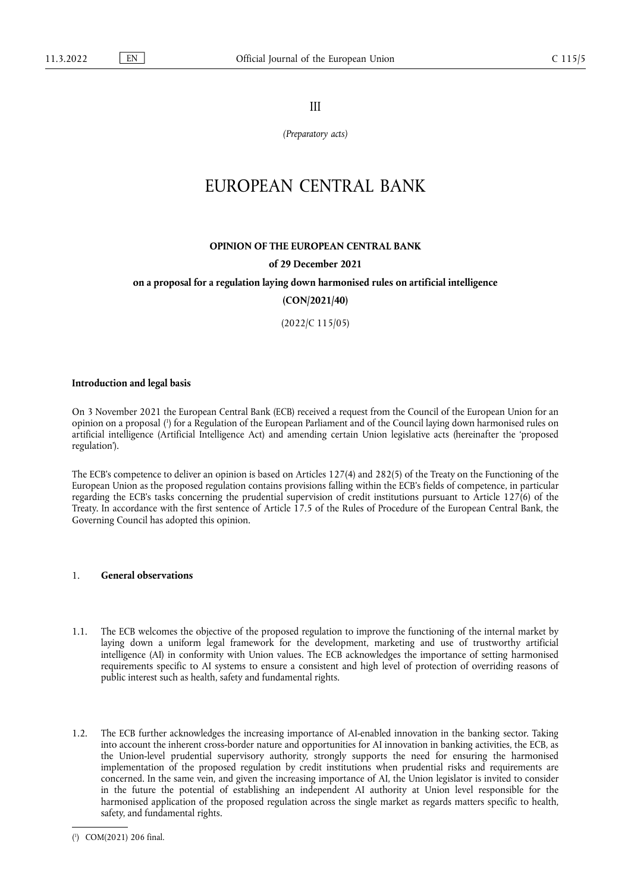III

*(Preparatory acts)*

# EUROPEAN CENTRAL BANK

**OPINION OF THE EUROPEAN CENTRAL BANK**

**of 29 December 2021**

**on a proposal for a regulation laying down harmonised rules on artificial intelligence**

**(CON/2021/40)**

(2022/C 115/05)

## Introduction and legal basis

On 3 November 2021 the European Central Bank (ECB) received a request from the Council of the European Union for an opinion on a proposal ([1]) for a Regulation of the European Parliament and of the Council laying down harmonised rules on artificial intelligence (Artificial Intelligence Act) and amending certain Union legislative acts (hereinafter the 'proposed regulation').

The ECB's competence to deliver an opinion is based on Articles 127(4) and 282(5) of the Treaty on the Functioning of the European Union as the proposed regulation contains provisions falling within the ECB's fields of competence, in particular regarding the ECB's tasks concerning the prudential supervision of credit institutions pursuant to Article 127(6) of the Treaty. In accordance with the first sentence of Article 17.5 of the Rules of Procedure of the European Central Bank, the Governing Council has adopted this opinion.

## 1. General observations

1.1. The ECB welcomes the objective of the proposed regulation to improve the functioning of the internal market by laying down a uniform legal framework for the development, marketing and use of trustworthy artificial intelligence (AI) in conformity with Union values. The ECB acknowledges the importance of setting harmonised requirements specific to AI systems to ensure a consistent and high level of protection of overriding reasons of public interest such as health, safety and fundamental rights.

1.2. The ECB further acknowledges the increasing importance of AI-enabled innovation in the banking sector. Taking into account the inherent cross-border nature and opportunities for AI innovation in banking activities, the ECB, as the Union-level prudential supervisory authority, strongly supports the need for ensuring the harmonised implementation of the proposed regulation by credit institutions when prudential risks and requirements are concerned. In the same vein, and given the increasing importance of AI, the Union legislator is invited to consider in the future the potential of establishing an independent AI authority at Union level responsible for the harmonised application of the proposed regulation across the single market as regards matters specific to health, safety, and fundamental rights.

([1]) COM(2021) 206 final.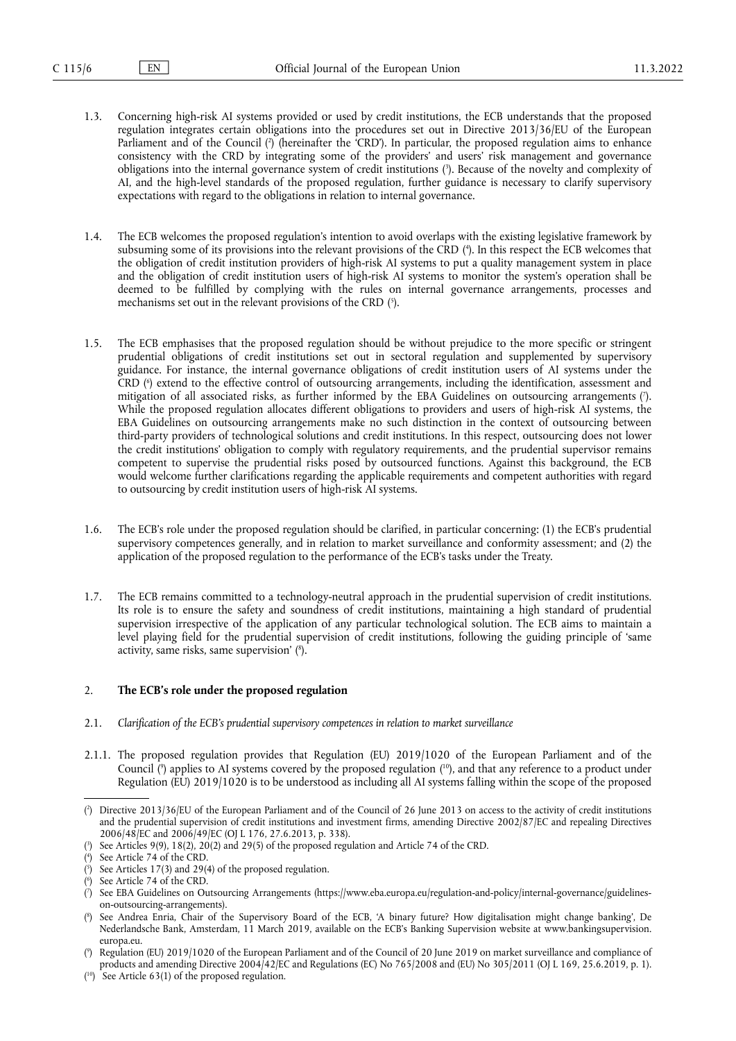1.3. Concerning high-risk AI systems provided or used by credit institutions, the ECB understands that the proposed regulation integrates certain obligations into the procedures set out in Directive 2013/36/EU of the European Parliament and of the Council [2] (hereinafter the 'CRD'). In particular, the proposed regulation aims to enhance consistency with the CRD by integrating some of the providers' and users' risk management and governance obligations into the internal governance system of credit institutions [3]. Because of the novelty and complexity of AI, and the high-level standards of the proposed regulation, further guidance is necessary to clarify supervisory expectations with regard to the obligations in relation to internal governance.

1.4. The ECB welcomes the proposed regulation's intention to avoid overlaps with the existing legislative framework by subsuming some of its provisions into the relevant provisions of the CRD [4]. In this respect the ECB welcomes that the obligation of credit institution providers of high-risk AI systems to put a quality management system in place and the obligation of credit institution users of high-risk AI systems to monitor the system's operation shall be deemed to be fulfilled by complying with the rules on internal governance arrangements, processes and mechanisms set out in the relevant provisions of the CRD [5].

1.5. The ECB emphasises that the proposed regulation should be without prejudice to the more specific or stringent prudential obligations of credit institutions set out in sectoral regulation and supplemented by supervisory guidance. For instance, the internal governance obligations of credit institution users of AI systems under the CRD [6] extend to the effective control of outsourcing arrangements, including the identification, assessment and mitigation of all associated risks, as further informed by the EBA Guidelines on outsourcing arrangements [7]. While the proposed regulation allocates different obligations to providers and users of high-risk AI systems, the EBA Guidelines on outsourcing arrangements make no such distinction in the context of outsourcing between third-party providers of technological solutions and credit institutions. In this respect, outsourcing does not lower the credit institutions' obligation to comply with regulatory requirements, and the prudential supervisor remains competent to supervise the prudential risks posed by outsourced functions. Against this background, the ECB would welcome further clarifications regarding the applicable requirements and competent authorities with regard to outsourcing by credit institution users of high-risk AI systems.

1.6. The ECB's role under the proposed regulation should be clarified, in particular concerning: (1) the ECB's prudential supervisory competences generally, and in relation to market surveillance and conformity assessment; and (2) the application of the proposed regulation to the performance of the ECB's tasks under the Treaty.

1.7. The ECB remains committed to a technology-neutral approach in the prudential supervision of credit institutions. Its role is to ensure the safety and soundness of credit institutions, maintaining a high standard of prudential supervision irrespective of the application of any particular technological solution. The ECB aims to maintain a level playing field for the prudential supervision of credit institutions, following the guiding principle of 'same activity, same risks, same supervision' [8].

## 2. The ECB's role under the proposed regulation

### 2.1. *Clarification of the ECB's prudential supervisory competences in relation to market surveillance*

2.1.1. The proposed regulation provides that Regulation (EU) 2019/1020 of the European Parliament and of the Council [9] applies to AI systems covered by the proposed regulation [10], and that any reference to a product under Regulation (EU) 2019/1020 is to be understood as including all AI systems falling within the scope of the proposed

---

[2] Directive 2013/36/EU of the European Parliament and of the Council of 26 June 2013 on access to the activity of credit institutions and the prudential supervision of credit institutions and investment firms, amending Directive 2002/87/EC and repealing Directives 2006/48/EC and 2006/49/EC (OJ L 176, 27.6.2013, p. 338).

[3] See Articles 9(9), 18(2), 20(2) and 29(5) of the proposed regulation and Article 74 of the CRD.

[4] See Article 74 of the CRD.

[5] See Articles 17(3) and 29(4) of the proposed regulation.

[6] See Article 74 of the CRD.

[7] See EBA Guidelines on Outsourcing Arrangements (https://www.eba.europa.eu/regulation-and-policy/internal-governance/guidelines-on-outsourcing-arrangements).

[8] See Andrea Enria, Chair of the Supervisory Board of the ECB, 'A binary future? How digitalisation might change banking', De Nederlandsche Bank, Amsterdam, 11 March 2019, available on the ECB's Banking Supervision website at www.bankingsupervision.europa.eu.

[9] Regulation (EU) 2019/1020 of the European Parliament and of the Council of 20 June 2019 on market surveillance and compliance of products and amending Directive 2004/42/EC and Regulations (EC) No 765/2008 and (EU) No 305/2011 (OJ L 169, 25.6.2019, p. 1).

[10] See Article 63(1) of the proposed regulation.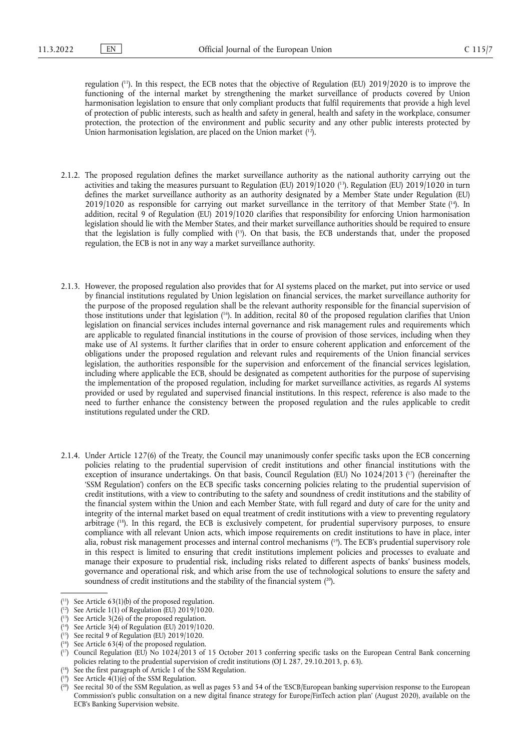regulation [11]. In this respect, the ECB notes that the objective of Regulation (EU) 2019/2020 is to improve the functioning of the internal market by strengthening the market surveillance of products covered by Union harmonisation legislation to ensure that only compliant products that fulfil requirements that provide a high level of protection of public interests, such as health and safety in general, health and safety in the workplace, consumer protection, the protection of the environment and public security and any other public interests protected by Union harmonisation legislation, are placed on the Union market [12].

2.1.2. The proposed regulation defines the market surveillance authority as the national authority carrying out the activities and taking the measures pursuant to Regulation (EU) 2019/1020 [13]. Regulation (EU) 2019/1020 in turn defines the market surveillance authority as an authority designated by a Member State under Regulation (EU) 2019/1020 as responsible for carrying out market surveillance in the territory of that Member State [14]. In addition, recital 9 of Regulation (EU) 2019/1020 clarifies that responsibility for enforcing Union harmonisation legislation should lie with the Member States, and their market surveillance authorities should be required to ensure that the legislation is fully complied with [15]. On that basis, the ECB understands that, under the proposed regulation, the ECB is not in any way a market surveillance authority.

2.1.3. However, the proposed regulation also provides that for AI systems placed on the market, put into service or used by financial institutions regulated by Union legislation on financial services, the market surveillance authority for the purpose of the proposed regulation shall be the relevant authority responsible for the financial supervision of those institutions under that legislation [16]. In addition, recital 80 of the proposed regulation clarifies that Union legislation on financial services includes internal governance and risk management rules and requirements which are applicable to regulated financial institutions in the course of provision of those services, including when they make use of AI systems. It further clarifies that in order to ensure coherent application and enforcement of the obligations under the proposed regulation and relevant rules and requirements of the Union financial services legislation, the authorities responsible for the supervision and enforcement of the financial services legislation, including where applicable the ECB, should be designated as competent authorities for the purpose of supervising the implementation of the proposed regulation, including for market surveillance activities, as regards AI systems provided or used by regulated and supervised financial institutions. In this respect, reference is also made to the need to further enhance the consistency between the proposed regulation and the rules applicable to credit institutions regulated under the CRD.

2.1.4. Under Article 127(6) of the Treaty, the Council may unanimously confer specific tasks upon the ECB concerning policies relating to the prudential supervision of credit institutions and other financial institutions with the exception of insurance undertakings. On that basis, Council Regulation (EU) No 1024/2013 [17] (hereinafter the 'SSM Regulation') confers on the ECB specific tasks concerning policies relating to the prudential supervision of credit institutions, with a view to contributing to the safety and soundness of credit institutions and the stability of the financial system within the Union and each Member State, with full regard and duty of care for the unity and integrity of the internal market based on equal treatment of credit institutions with a view to preventing regulatory arbitrage [18]. In this regard, the ECB is exclusively competent, for prudential supervisory purposes, to ensure compliance with all relevant Union acts, which impose requirements on credit institutions to have in place, inter alia, robust risk management processes and internal control mechanisms [19]. The ECB's prudential supervisory role in this respect is limited to ensuring that credit institutions implement policies and processes to evaluate and manage their exposure to prudential risk, including risks related to different aspects of banks' business models, governance and operational risk, and which arise from the use of technological solutions to ensure the safety and soundness of credit institutions and the stability of the financial system [20].

---

[11] See Article 63(1)(b) of the proposed regulation.

[12] See Article 1(1) of Regulation (EU) 2019/1020.

[13] See Article 3(26) of the proposed regulation.

[14] See Article 3(4) of Regulation (EU) 2019/1020.

[15] See recital 9 of Regulation (EU) 2019/1020.

[16] See Article 63(4) of the proposed regulation.

[17] Council Regulation (EU) No 1024/2013 of 15 October 2013 conferring specific tasks on the European Central Bank concerning policies relating to the prudential supervision of credit institutions (OJ L 287, 29.10.2013, p. 63).

[18] See the first paragraph of Article 1 of the SSM Regulation.

[19] See Article 4(1)(e) of the SSM Regulation.

[20] See recital 30 of the SSM Regulation, as well as pages 53 and 54 of the 'ESCB/European banking supervision response to the European Commission's public consultation on a new digital finance strategy for Europe/FinTech action plan' (August 2020), available on the ECB's Banking Supervision website.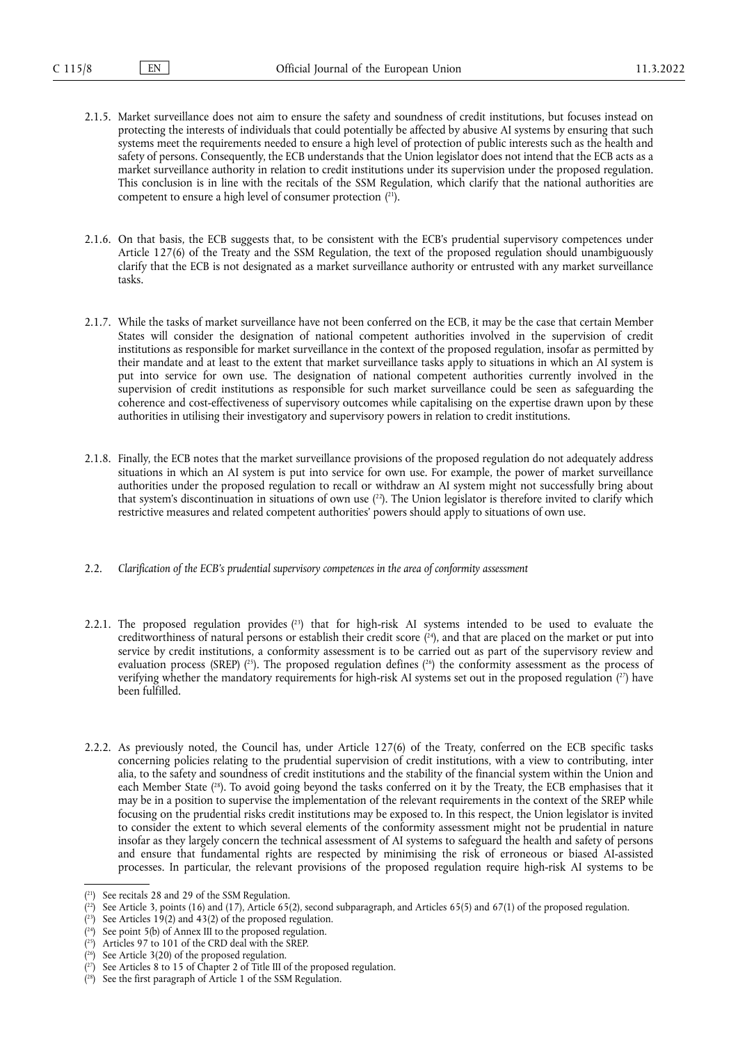2.1.5. Market surveillance does not aim to ensure the safety and soundness of credit institutions, but focuses instead on protecting the interests of individuals that could potentially be affected by abusive AI systems by ensuring that such systems meet the requirements needed to ensure a high level of protection of public interests such as the health and safety of persons. Consequently, the ECB understands that the Union legislator does not intend that the ECB acts as a market surveillance authority in relation to credit institutions under its supervision under the proposed regulation. This conclusion is in line with the recitals of the SSM Regulation, which clarify that the national authorities are competent to ensure a high level of consumer protection ([21]).

2.1.6. On that basis, the ECB suggests that, to be consistent with the ECB's prudential supervisory competences under Article 127(6) of the Treaty and the SSM Regulation, the text of the proposed regulation should unambiguously clarify that the ECB is not designated as a market surveillance authority or entrusted with any market surveillance tasks.

2.1.7. While the tasks of market surveillance have not been conferred on the ECB, it may be the case that certain Member States will consider the designation of national competent authorities involved in the supervision of credit institutions as responsible for market surveillance in the context of the proposed regulation, insofar as permitted by their mandate and at least to the extent that market surveillance tasks apply to situations in which an AI system is put into service for own use. The designation of national competent authorities currently involved in the supervision of credit institutions as responsible for such market surveillance could be seen as safeguarding the coherence and cost-effectiveness of supervisory outcomes while capitalising on the expertise drawn upon by these authorities in utilising their investigatory and supervisory powers in relation to credit institutions.

2.1.8. Finally, the ECB notes that the market surveillance provisions of the proposed regulation do not adequately address situations in which an AI system is put into service for own use. For example, the power of market surveillance authorities under the proposed regulation to recall or withdraw an AI system might not successfully bring about that system's discontinuation in situations of own use ([22]). The Union legislator is therefore invited to clarify which restrictive measures and related competent authorities' powers should apply to situations of own use.

2.2. *Clarification of the ECB's prudential supervisory competences in the area of conformity assessment*

2.2.1. The proposed regulation provides ([23]) that for high-risk AI systems intended to be used to evaluate the creditworthiness of natural persons or establish their credit score ([24]), and that are placed on the market or put into service by credit institutions, a conformity assessment is to be carried out as part of the supervisory review and evaluation process (SREP) ([25]). The proposed regulation defines ([26]) the conformity assessment as the process of verifying whether the mandatory requirements for high-risk AI systems set out in the proposed regulation ([27]) have been fulfilled.

2.2.2. As previously noted, the Council has, under Article 127(6) of the Treaty, conferred on the ECB specific tasks concerning policies relating to the prudential supervision of credit institutions, with a view to contributing, inter alia, to the safety and soundness of credit institutions and the stability of the financial system within the Union and each Member State ([28]). To avoid going beyond the tasks conferred on it by the Treaty, the ECB emphasises that it may be in a position to supervise the implementation of the relevant requirements in the context of the SREP while focusing on the prudential risks credit institutions may be exposed to. In this respect, the Union legislator is invited to consider the extent to which several elements of the conformity assessment might not be prudential in nature insofar as they largely concern the technical assessment of AI systems to safeguard the health and safety of persons and ensure that fundamental rights are respected by minimising the risk of erroneous or biased AI-assisted processes. In particular, the relevant provisions of the proposed regulation require high-risk AI systems to be

---

([21]) See recitals 28 and 29 of the SSM Regulation.

([22]) See Article 3, points (16) and (17), Article 65(2), second subparagraph, and Articles 65(5) and 67(1) of the proposed regulation.

([23]) See Articles 19(2) and 43(2) of the proposed regulation.

([24]) See point 5(b) of Annex III to the proposed regulation.

([25]) Articles 97 to 101 of the CRD deal with the SREP.

([26]) See Article 3(20) of the proposed regulation.

([27]) See Articles 8 to 15 of Chapter 2 of Title III of the proposed regulation.

([28]) See the first paragraph of Article 1 of the SSM Regulation.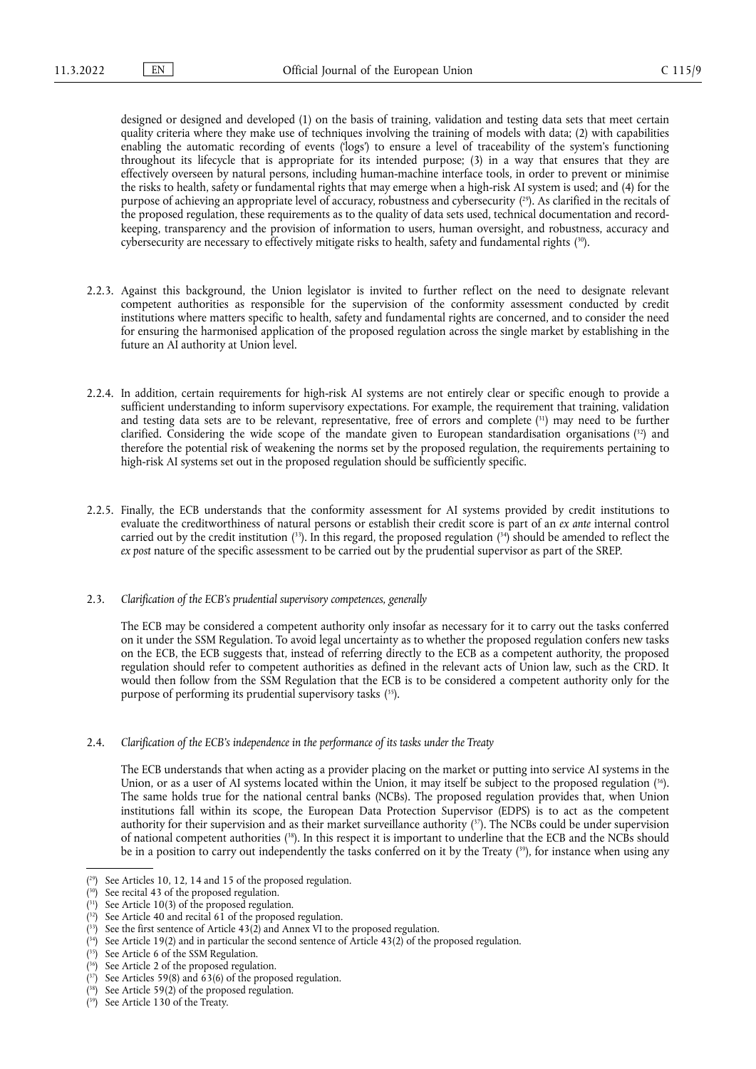designed or designed and developed (1) on the basis of training, validation and testing data sets that meet certain quality criteria where they make use of techniques involving the training of models with data; (2) with capabilities enabling the automatic recording of events ('logs') to ensure a level of traceability of the system's functioning throughout its lifecycle that is appropriate for its intended purpose; (3) in a way that ensures that they are effectively overseen by natural persons, including human-machine interface tools, in order to prevent or minimise the risks to health, safety or fundamental rights that may emerge when a high-risk AI system is used; and (4) for the purpose of achieving an appropriate level of accuracy, robustness and cybersecurity [29]. As clarified in the recitals of the proposed regulation, these requirements as to the quality of data sets used, technical documentation and record-keeping, transparency and the provision of information to users, human oversight, and robustness, accuracy and cybersecurity are necessary to effectively mitigate risks to health, safety and fundamental rights [30].

2.2.3. Against this background, the Union legislator is invited to further reflect on the need to designate relevant competent authorities as responsible for the supervision of the conformity assessment conducted by credit institutions where matters specific to health, safety and fundamental rights are concerned, and to consider the need for ensuring the harmonised application of the proposed regulation across the single market by establishing in the future an AI authority at Union level.

2.2.4. In addition, certain requirements for high-risk AI systems are not entirely clear or specific enough to provide a sufficient understanding to inform supervisory expectations. For example, the requirement that training, validation and testing data sets are to be relevant, representative, free of errors and complete [31] may need to be further clarified. Considering the wide scope of the mandate given to European standardisation organisations [32] and therefore the potential risk of weakening the norms set by the proposed regulation, the requirements pertaining to high-risk AI systems set out in the proposed regulation should be sufficiently specific.

2.2.5. Finally, the ECB understands that the conformity assessment for AI systems provided by credit institutions to evaluate the creditworthiness of natural persons or establish their credit score is part of an *ex ante* internal control carried out by the credit institution [33]. In this regard, the proposed regulation [34] should be amended to reflect the *ex post* nature of the specific assessment to be carried out by the prudential supervisor as part of the SREP.

### 2.3. *Clarification of the ECB's prudential supervisory competences, generally*

The ECB may be considered a competent authority only insofar as necessary for it to carry out the tasks conferred on it under the SSM Regulation. To avoid legal uncertainty as to whether the proposed regulation confers new tasks on the ECB, the ECB suggests that, instead of referring directly to the ECB as a competent authority, the proposed regulation should refer to competent authorities as defined in the relevant acts of Union law, such as the CRD. It would then follow from the SSM Regulation that the ECB is to be considered a competent authority only for the purpose of performing its prudential supervisory tasks [35].

### 2.4. *Clarification of the ECB's independence in the performance of its tasks under the Treaty*

The ECB understands that when acting as a provider placing on the market or putting into service AI systems in the Union, or as a user of AI systems located within the Union, it may itself be subject to the proposed regulation [36]. The same holds true for the national central banks (NCBs). The proposed regulation provides that, when Union institutions fall within its scope, the European Data Protection Supervisor (EDPS) is to act as the competent authority for their supervision and as their market surveillance authority [37]. The NCBs could be under supervision of national competent authorities [38]. In this respect it is important to underline that the ECB and the NCBs should be in a position to carry out independently the tasks conferred on it by the Treaty [39], for instance when using any

---

[29] See Articles 10, 12, 14 and 15 of the proposed regulation.

[30] See recital 43 of the proposed regulation.

[31] See Article 10(3) of the proposed regulation.

[32] See Article 40 and recital 61 of the proposed regulation.

[33] See the first sentence of Article 43(2) and Annex VI to the proposed regulation.

[34] See Article 19(2) and in particular the second sentence of Article 43(2) of the proposed regulation.

[35] See Article 6 of the SSM Regulation.

[36] See Article 2 of the proposed regulation.

[37] See Articles 59(8) and 63(6) of the proposed regulation.

[38] See Article 59(2) of the proposed regulation.

[39] See Article 130 of the Treaty.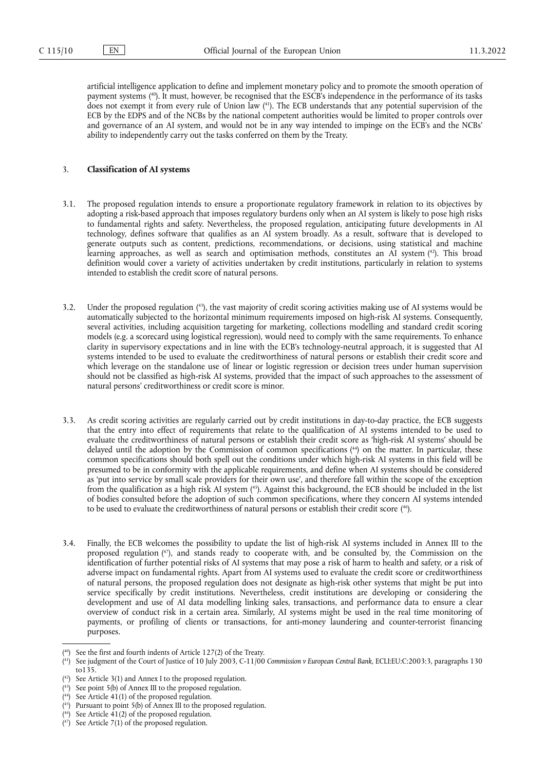artificial intelligence application to define and implement monetary policy and to promote the smooth operation of payment systems [40]. It must, however, be recognised that the ESCB's independence in the performance of its tasks does not exempt it from every rule of Union law [41]. The ECB understands that any potential supervision of the ECB by the EDPS and of the NCBs by the national competent authorities would be limited to proper controls over and governance of an AI system, and would not be in any way intended to impinge on the ECB's and the NCBs' ability to independently carry out the tasks conferred on them by the Treaty.

## 3. **Classification of AI systems**

3.1. The proposed regulation intends to ensure a proportionate regulatory framework in relation to its objectives by adopting a risk-based approach that imposes regulatory burdens only when an AI system is likely to pose high risks to fundamental rights and safety. Nevertheless, the proposed regulation, anticipating future developments in AI technology, defines software that qualifies as an AI system broadly. As a result, software that is developed to generate outputs such as content, predictions, recommendations, or decisions, using statistical and machine learning approaches, as well as search and optimisation methods, constitutes an AI system [42]. This broad definition would cover a variety of activities undertaken by credit institutions, particularly in relation to systems intended to establish the credit score of natural persons.

3.2. Under the proposed regulation [43], the vast majority of credit scoring activities making use of AI systems would be automatically subjected to the horizontal minimum requirements imposed on high-risk AI systems. Consequently, several activities, including acquisition targeting for marketing, collections modelling and standard credit scoring models (e.g. a scorecard using logistical regression), would need to comply with the same requirements. To enhance clarity in supervisory expectations and in line with the ECB's technology-neutral approach, it is suggested that AI systems intended to be used to evaluate the creditworthiness of natural persons or establish their credit score and which leverage on the standalone use of linear or logistic regression or decision trees under human supervision should not be classified as high-risk AI systems, provided that the impact of such approaches to the assessment of natural persons' creditworthiness or credit score is minor.

3.3. As credit scoring activities are regularly carried out by credit institutions in day-to-day practice, the ECB suggests that the entry into effect of requirements that relate to the qualification of AI systems intended to be used to evaluate the creditworthiness of natural persons or establish their credit score as 'high-risk AI systems' should be delayed until the adoption by the Commission of common specifications [44] on the matter. In particular, these common specifications should both spell out the conditions under which high-risk AI systems in this field will be presumed to be in conformity with the applicable requirements, and define when AI systems should be considered as 'put into service by small scale providers for their own use', and therefore fall within the scope of the exception from the qualification as a high risk AI system [45]. Against this background, the ECB should be included in the list of bodies consulted before the adoption of such common specifications, where they concern AI systems intended to be used to evaluate the creditworthiness of natural persons or establish their credit score [46].

3.4. Finally, the ECB welcomes the possibility to update the list of high-risk AI systems included in Annex III to the proposed regulation [47], and stands ready to cooperate with, and be consulted by, the Commission on the identification of further potential risks of AI systems that may pose a risk of harm to health and safety, or a risk of adverse impact on fundamental rights. Apart from AI systems used to evaluate the credit score or creditworthiness of natural persons, the proposed regulation does not designate as high-risk other systems that might be put into service specifically by credit institutions. Nevertheless, credit institutions are developing or considering the development and use of AI data modelling linking sales, transactions, and performance data to ensure a clear overview of conduct risk in a certain area. Similarly, AI systems might be used in the real time monitoring of payments, or profiling of clients or transactions, for anti-money laundering and counter-terrorist financing purposes.

---

[40] See the first and fourth indents of Article 127(2) of the Treaty.

[41] See judgment of the Court of Justice of 10 July 2003, C-11/00 *Commission v European Central Bank*, ECLI:EU:C:2003:3, paragraphs 130 to135.

[42] See Article 3(1) and Annex I to the proposed regulation.

[43] See point 5(b) of Annex III to the proposed regulation.

[44] See Article 41(1) of the proposed regulation.

[45] Pursuant to point 5(b) of Annex III to the proposed regulation.

[46] See Article 41(2) of the proposed regulation.

[47] See Article 7(1) of the proposed regulation.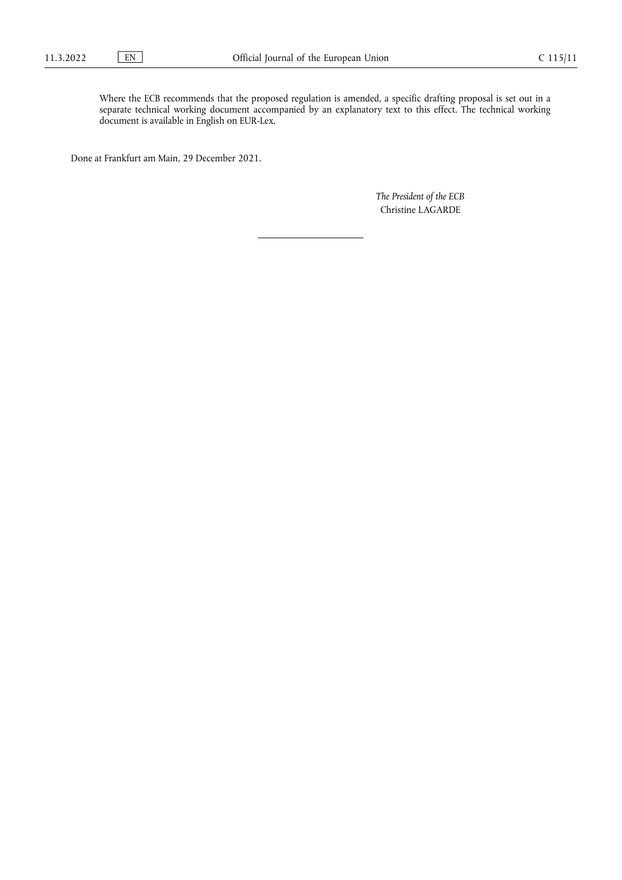Where the ECB recommends that the proposed regulation is amended, a specific drafting proposal is set out in a separate technical working document accompanied by an explanatory text to this effect. The technical working document is available in English on EUR-Lex.

Done at Frankfurt am Main, 29 December 2021.

*The President of the ECB*
Christine LAGARDE